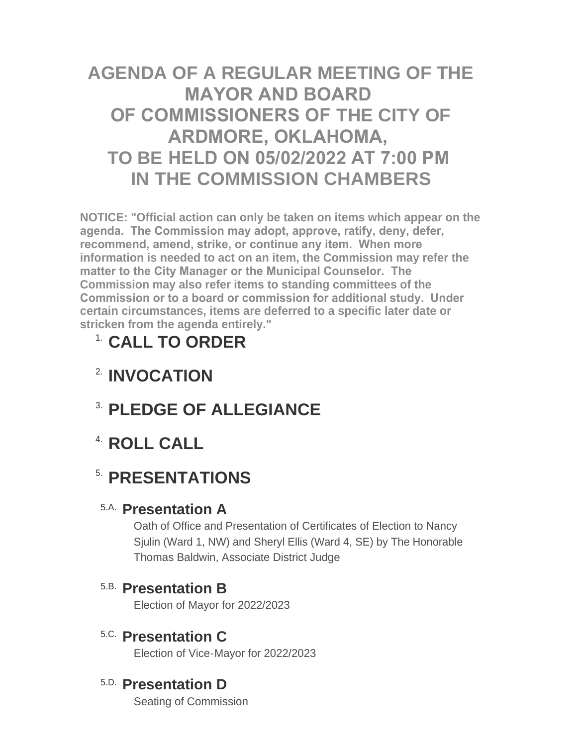# AGENDA OF A REGULAR MEETING OF THE MAYOR AND BOARD OF COMMISSIONERS OF THE CITY OF ARDMORE, OKLAHOMA, TO BE HELD ON 05/02/2022 AT 7:00 PM IN THE COMMISSION CHAMBERS

**NOTICE: "Official action can only be taken on items which appear on the agenda. The Commission may adopt, approve, ratify, deny, defer, recommend, amend, strike, or continue any item. When more information is needed to act on an item, the Commission may refer the matter to the City Manager or the Municipal Counselor. The Commission may also refer items to standing committees of the Commission or to a board or commission for additional study. Under certain circumstances, items are deferred to a specific later date or stricken from the agenda entirely."**

## 1. CALL TO ORDER

## 2. INVOCATION

## 3. PLEDGE OF ALLEGIANCE

## 4. ROLL CALL

## 5. PRESENTATIONS

### 5.A. Presentation A

Oath of Office and Presentation of Certificates of Election to Nancy Sjulin (Ward 1, NW) and Sheryl Ellis (Ward 4, SE) by The Honorable Thomas Baldwin, Associate District Judge

### 5.B. Presentation B

Election of Mayor for 2022/2023

### 5.C. Presentation C

Election of Vice-Mayor for 2022/2023

### 5.D. Presentation D

Seating of Commission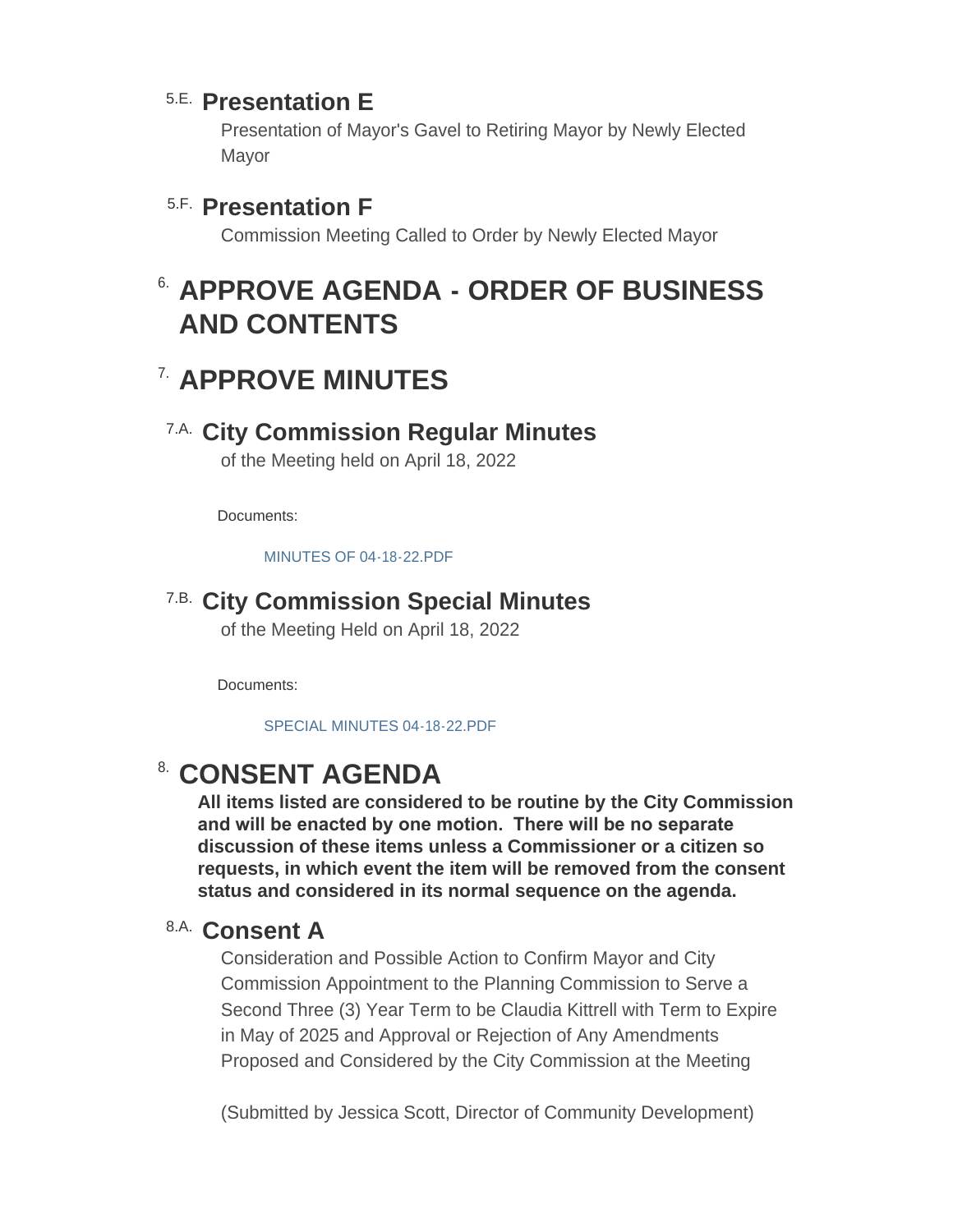### 5.E. Presentation E

Presentation of Mayor's Gavel to Retiring Mayor by Newly Elected Mayor

### 5.F. Presentation F

Commission Meeting Called to Order by Newly Elected Mayor

## 6. APPROVE AGENDA - ORDER OF BUSINESS AND CONTENTS

## 7. APPROVE MINUTES

### 7.A. City Commission Regular Minutes

of the Meeting held on April 18, 2022

Documents:

MINUTES OF 04-18-22.PDF

### 7.B. City Commission Special Minutes

of the Meeting Held on April 18, 2022

Documents:

SPECIAL MINUTES 04-18-22.PDF

## 8. CONSENT AGENDA

**All items listed are considered to be routine by the City Commission and will be enacted by one motion. There will be no separate discussion of these items unless a Commissioner or a citizen so requests, in which event the item will be removed from the consent status and considered in its normal sequence on the agenda.**

### 8.A. Consent A

Consideration and Possible Action to Confirm Mayor and City Commission Appointment to the Planning Commission to Serve a Second Three (3) Year Term to be Claudia Kittrell with Term to Expire in May of 2025 and Approval or Rejection of Any Amendments Proposed and Considered by the City Commission at the Meeting

(Submitted by Jessica Scott, Director of Community Development)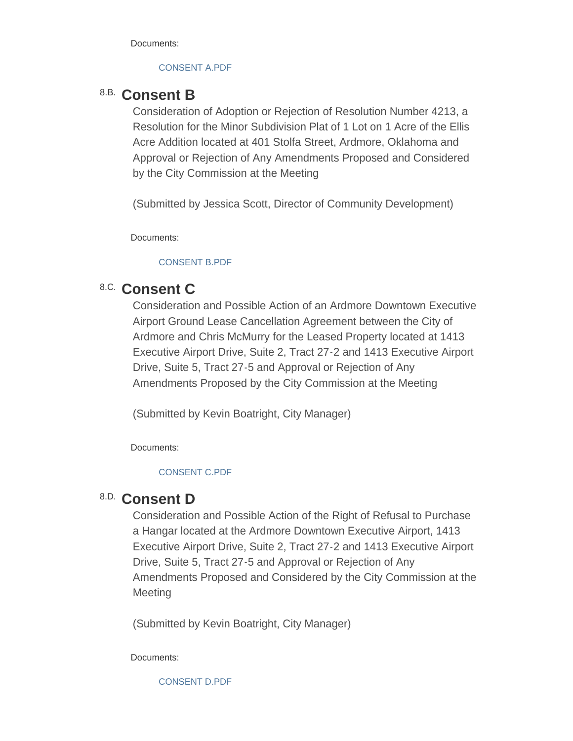Documents:

CONSENT A.PDF

### 8.B. Consent B

Consideration of Adoption or Rejection of Resolution Number 4213, a Resolution for the Minor Subdivision Plat of 1 Lot on 1 Acre of the Ellis Acre Addition located at 401 Stolfa Street, Ardmore, Oklahoma and Approval or Rejection of Any Amendments Proposed and Considered by the City Commission at the Meeting

(Submitted by Jessica Scott, Director of Community Development)

Documents:

CONSENT B.PDF

### 8.C. Consent C

Consideration and Possible Action of an Ardmore Downtown Executive Airport Ground Lease Cancellation Agreement between the City of Ardmore and Chris McMurry for the Leased Property located at 1413 Executive Airport Drive, Suite 2, Tract 27-2 and 1413 Executive Airport Drive, Suite 5, Tract 27-5 and Approval or Rejection of Any Amendments Proposed by the City Commission at the Meeting

(Submitted by Kevin Boatright, City Manager)

Documents:

CONSENT C.PDF

### 8.D. Consent D

Consideration and Possible Action of the Right of Refusal to Purchase a Hangar located at the Ardmore Downtown Executive Airport, 1413 Executive Airport Drive, Suite 2, Tract 27-2 and 1413 Executive Airport Drive, Suite 5, Tract 27-5 and Approval or Rejection of Any Amendments Proposed and Considered by the City Commission at the Meeting

(Submitted by Kevin Boatright, City Manager)

Documents:

CONSENT D.PDF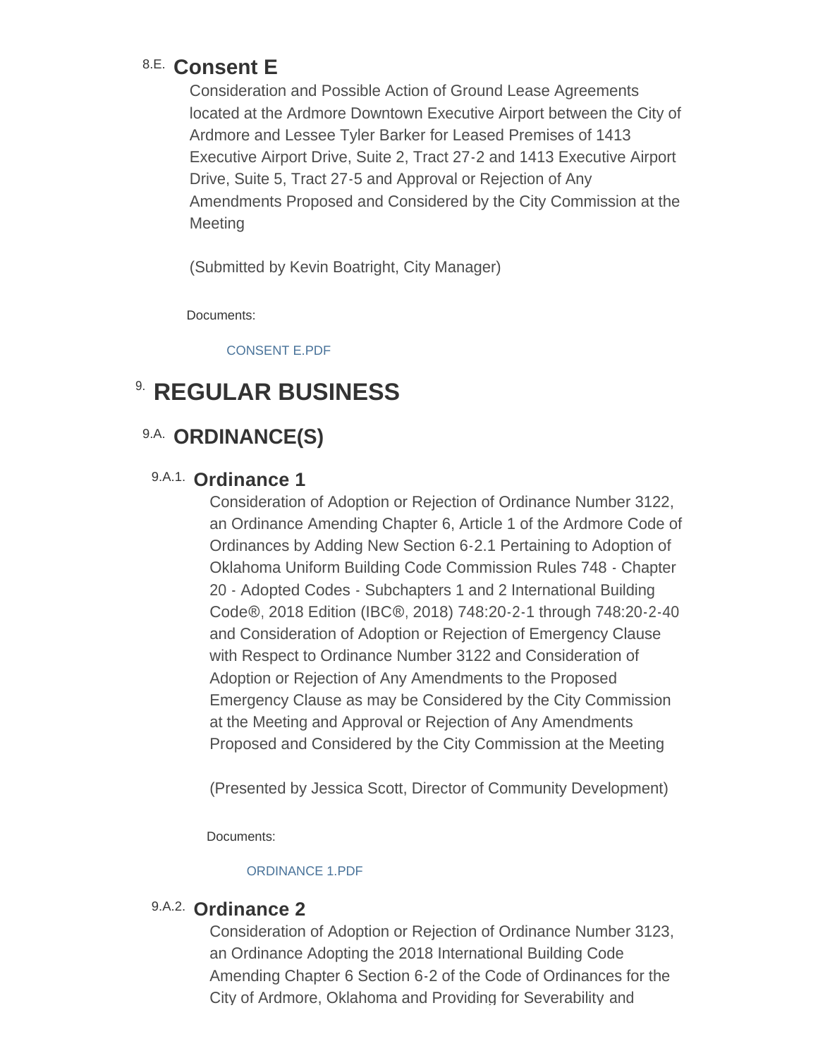### 8.E. Consent E

Consideration and Possible Action of Ground Lease Agreements located at the Ardmore Downtown Executive Airport between the City of Ardmore and Lessee Tyler Barker for Leased Premises of 1413 Executive Airport Drive, Suite 2, Tract 27-2 and 1413 Executive Airport Drive, Suite 5, Tract 27-5 and Approval or Rejection of Any Amendments Proposed and Considered by the City Commission at the Meeting

(Submitted by Kevin Boatright, City Manager)

Documents:

CONSENT E.PDF

# 9. REGULAR BUSINESS

## 9.A. ORDINANCE(S)

### 9.A.1. Ordinance 1

Consideration of Adoption or Rejection of Ordinance Number 3122, an Ordinance Amending Chapter 6, Article 1 of the Ardmore Code of Ordinances by Adding New Section 6-2.1 Pertaining to Adoption of Oklahoma Uniform Building Code Commission Rules 748 - Chapter 20 - Adopted Codes - Subchapters 1 and 2 International Building Code®, 2018 Edition (IBC®, 2018) 748:20-2-1 through 748:20-2-40 and Consideration of Adoption or Rejection of Emergency Clause with Respect to Ordinance Number 3122 and Consideration of Adoption or Rejection of Any Amendments to the Proposed Emergency Clause as may be Considered by the City Commission at the Meeting and Approval or Rejection of Any Amendments Proposed and Considered by the City Commission at the Meeting

(Presented by Jessica Scott, Director of Community Development)

Documents:

ORDINANCE 1.PDF

### 9.A.2. Ordinance 2

Consideration of Adoption or Rejection of Ordinance Number 3123, an Ordinance Adopting the 2018 International Building Code Amending Chapter 6 Section 6-2 of the Code of Ordinances for the City of Ardmore, Oklahoma and Providing for Severability and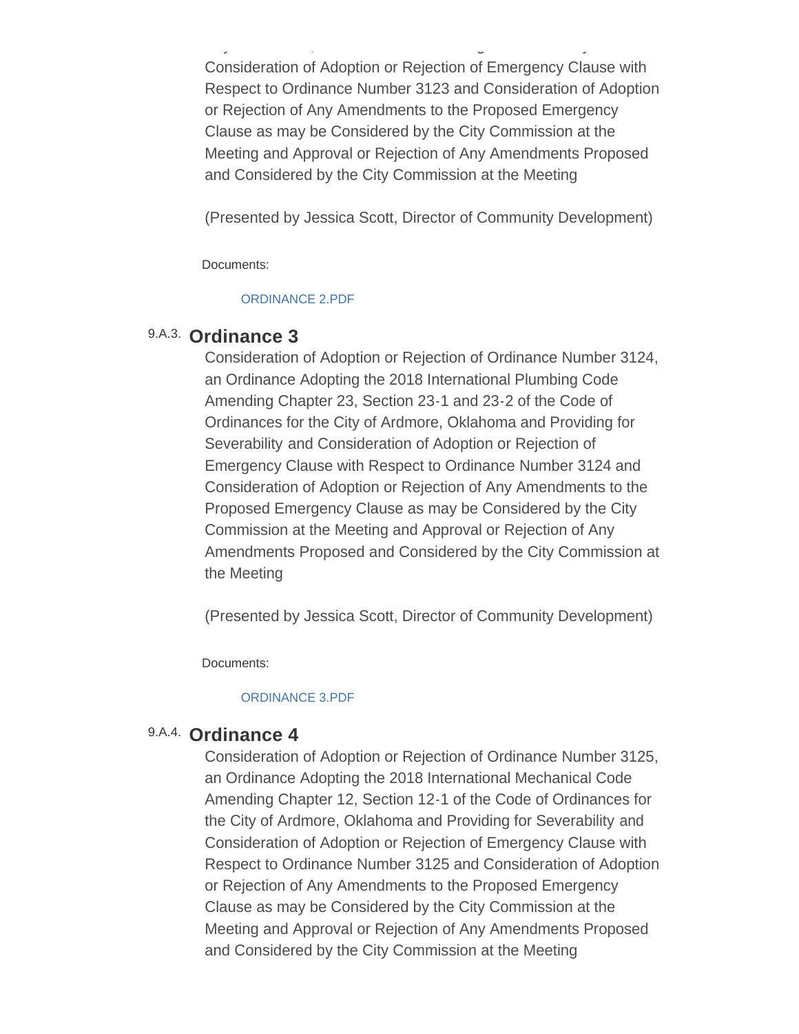Consideration of Adoption or Rejection of Emergency Clause with Respect to Ordinance Number 3123 and Consideration of Adoption or Rejection of Any Amendments to the Proposed Emergency Clause as may be Considered by the City Commission at the Meeting and Approval or Rejection of Any Amendments Proposed and Considered by the City Commission at the Meeting

(Presented by Jessica Scott, Director of Community Development)

Documents:

ORDINANCE 2.PDF

### 9.A.3. Ordinance 3

Consideration of Adoption or Rejection of Ordinance Number 3124, an Ordinance Adopting the 2018 International Plumbing Code Amending Chapter 23, Section 23-1 and 23-2 of the Code of Ordinances for the City of Ardmore, Oklahoma and Providing for Severability and Consideration of Adoption or Rejection of Emergency Clause with Respect to Ordinance Number 3124 and Consideration of Adoption or Rejection of Any Amendments to the Proposed Emergency Clause as may be Considered by the City Commission at the Meeting and Approval or Rejection of Any Amendments Proposed and Considered by the City Commission at the Meeting

(Presented by Jessica Scott, Director of Community Development)

Documents:

ORDINANCE 3.PDF

### 9.A.4. Ordinance 4

Consideration of Adoption or Rejection of Ordinance Number 3125, an Ordinance Adopting the 2018 International Mechanical Code Amending Chapter 12, Section 12-1 of the Code of Ordinances for the City of Ardmore, Oklahoma and Providing for Severability and Consideration of Adoption or Rejection of Emergency Clause with Respect to Ordinance Number 3125 and Consideration of Adoption or Rejection of Any Amendments to the Proposed Emergency Clause as may be Considered by the City Commission at the Meeting and Approval or Rejection of Any Amendments Proposed and Considered by the City Commission at the Meeting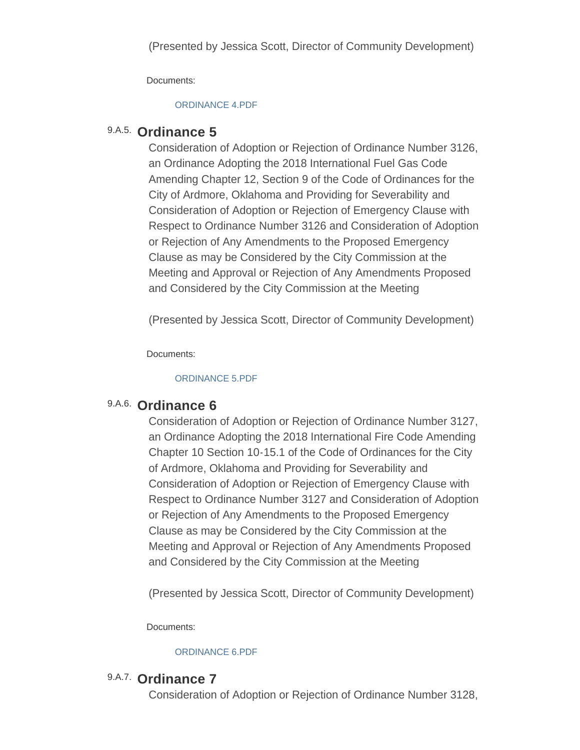(Presented by Jessica Scott, Director of Community Development)

Documents:

ORDINANCE 4.PDF

### 9.A.5. Ordinance 5

Consideration of Adoption or Rejection of Ordinance Number 3126, an Ordinance Adopting the 2018 International Fuel Gas Code Amending Chapter 12, Section 9 of the Code of Ordinances for the City of Ardmore, Oklahoma and Providing for Severability and Consideration of Adoption or Rejection of Emergency Clause with Respect to Ordinance Number 3126 and Consideration of Adoption or Rejection of Any Amendments to the Proposed Emergency Clause as may be Considered by the City Commission at the Meeting and Approval or Rejection of Any Amendments Proposed and Considered by the City Commission at the Meeting

(Presented by Jessica Scott, Director of Community Development)

Documents:

ORDINANCE 5.PDF

### 9.A.6. Ordinance 6

Consideration of Adoption or Rejection of Ordinance Number 3127, an Ordinance Adopting the 2018 International Fire Code Amending Chapter 10 Section 10-15.1 of the Code of Ordinances for the City of Ardmore, Oklahoma and Providing for Severability and Consideration of Adoption or Rejection of Emergency Clause with Respect to Ordinance Number 3127 and Consideration of Adoption or Rejection of Any Amendments to the Proposed Emergency Clause as may be Considered by the City Commission at the Meeting and Approval or Rejection of Any Amendments Proposed and Considered by the City Commission at the Meeting

(Presented by Jessica Scott, Director of Community Development)

Documents:

ORDINANCE 6.PDF

### 9.A.7. Ordinance 7

Consideration of Adoption or Rejection of Ordinance Number 3128,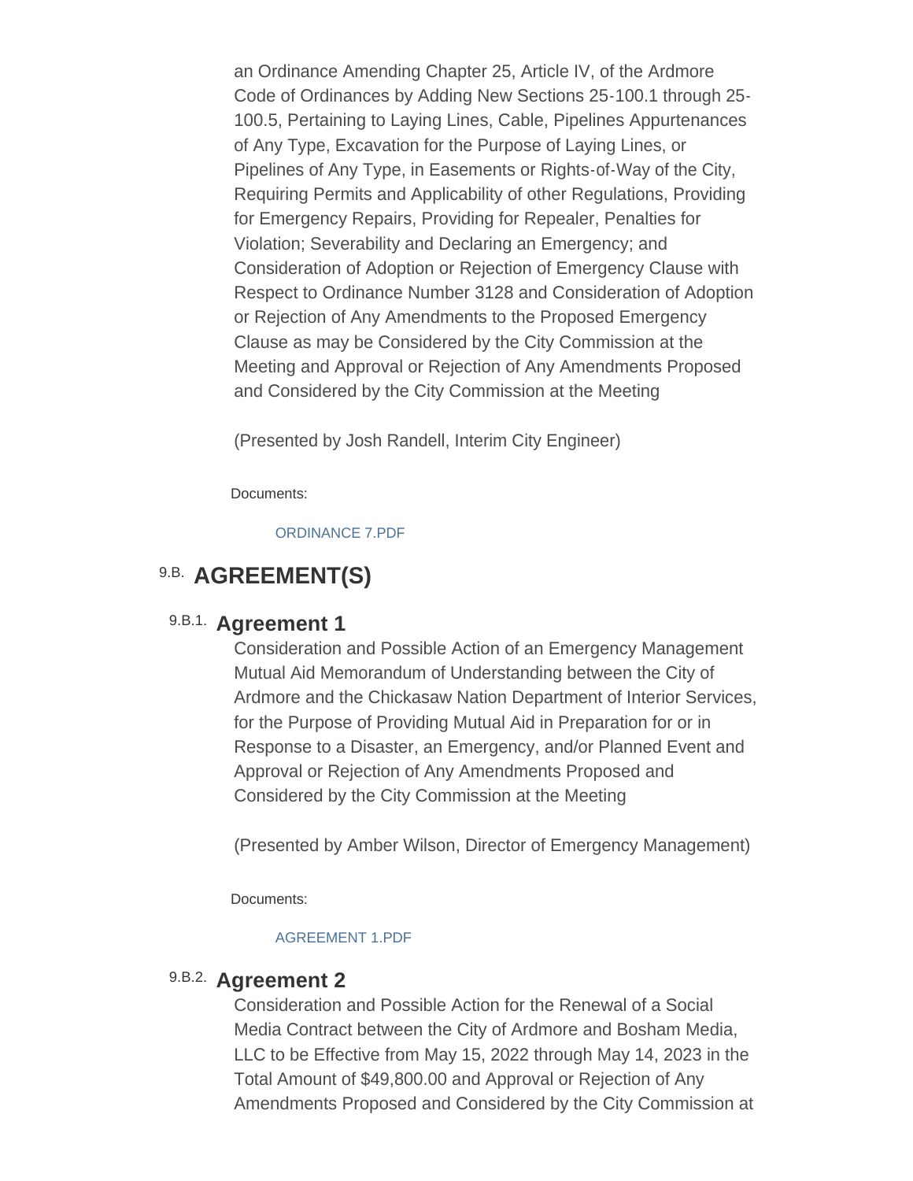an Ordinance Amending Chapter 25, Article IV, of the Ardmore Code of Ordinances by Adding New Sections 25-100.1 through 25-100.5, Pertaining to Laying Lines, Cable, Pipelines Appurtenances of Any Type, Excavation for the Purpose of Laying Lines, or Pipelines of Any Type, in Easements or Rights-of-Way of the City, Requiring Permits and Applicability of other Regulations, Providing for Emergency Repairs, Providing for Repealer, Penalties for Violation; Severability and Declaring an Emergency; and Consideration of Adoption or Rejection of Emergency Clause with Respect to Ordinance Number 3128 and Consideration of Adoption or Rejection of Any Amendments to the Proposed Emergency Clause as may be Considered by the City Commission at the Meeting and Approval or Rejection of Any Amendments Proposed and Considered by the City Commission at the Meeting

(Presented by Josh Randell, Interim City Engineer)

Documents:

ORDINANCE 7.PDF

## 9.B. AGREEMENT(S)

### 9.B.1. Agreement 1

Consideration and Possible Action of an Emergency Management Mutual Aid Memorandum of Understanding between the City of Ardmore and the Chickasaw Nation Department of Interior Services, for the Purpose of Providing Mutual Aid in Preparation for or in Response to a Disaster, an Emergency, and/or Planned Event and Approval or Rejection of Any Amendments Proposed and Considered by the City Commission at the Meeting

(Presented by Amber Wilson, Director of Emergency Management)

Documents:

AGREEMENT 1.PDF

### 9.B.2. Agreement 2

Consideration and Possible Action for the Renewal of a Social Media Contract between the City of Ardmore and Bosham Media, LLC to be Effective from May 15, 2022 through May 14, 2023 in the Total Amount of $49,800.00 and Approval or Rejection of Any Amendments Proposed and Considered by the City Commission at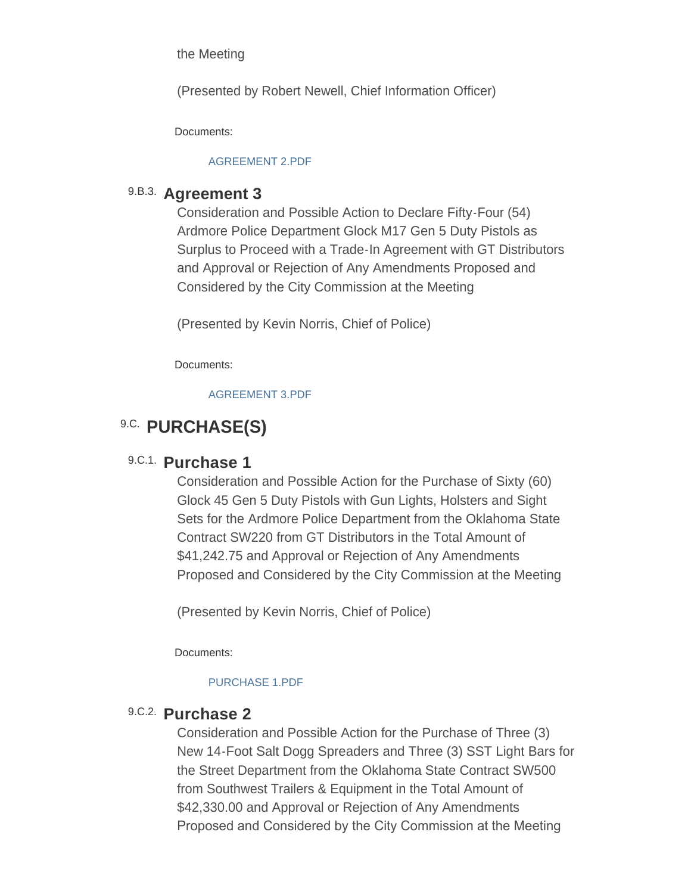the Meeting

(Presented by Robert Newell, Chief Information Officer)

Documents:

AGREEMENT 2.PDF

### 9.B.3. Agreement 3

Consideration and Possible Action to Declare Fifty-Four (54) Ardmore Police Department Glock M17 Gen 5 Duty Pistols as Surplus to Proceed with a Trade-In Agreement with GT Distributors and Approval or Rejection of Any Amendments Proposed and Considered by the City Commission at the Meeting

(Presented by Kevin Norris, Chief of Police)

Documents:

AGREEMENT 3.PDF

## 9.C. PURCHASE(S)

### 9.C.1. Purchase 1

Consideration and Possible Action for the Purchase of Sixty (60) Glock 45 Gen 5 Duty Pistols with Gun Lights, Holsters and Sight Sets for the Ardmore Police Department from the Oklahoma State Contract SW220 from GT Distributors in the Total Amount of $41,242.75 and Approval or Rejection of Any Amendments Proposed and Considered by the City Commission at the Meeting

(Presented by Kevin Norris, Chief of Police)

Documents:

PURCHASE 1.PDF

### 9.C.2. Purchase 2

Consideration and Possible Action for the Purchase of Three (3) New 14-Foot Salt Dogg Spreaders and Three (3) SST Light Bars for the Street Department from the Oklahoma State Contract SW500 from Southwest Trailers & Equipment in the Total Amount of $42,330.00 and Approval or Rejection of Any Amendments Proposed and Considered by the City Commission at the Meeting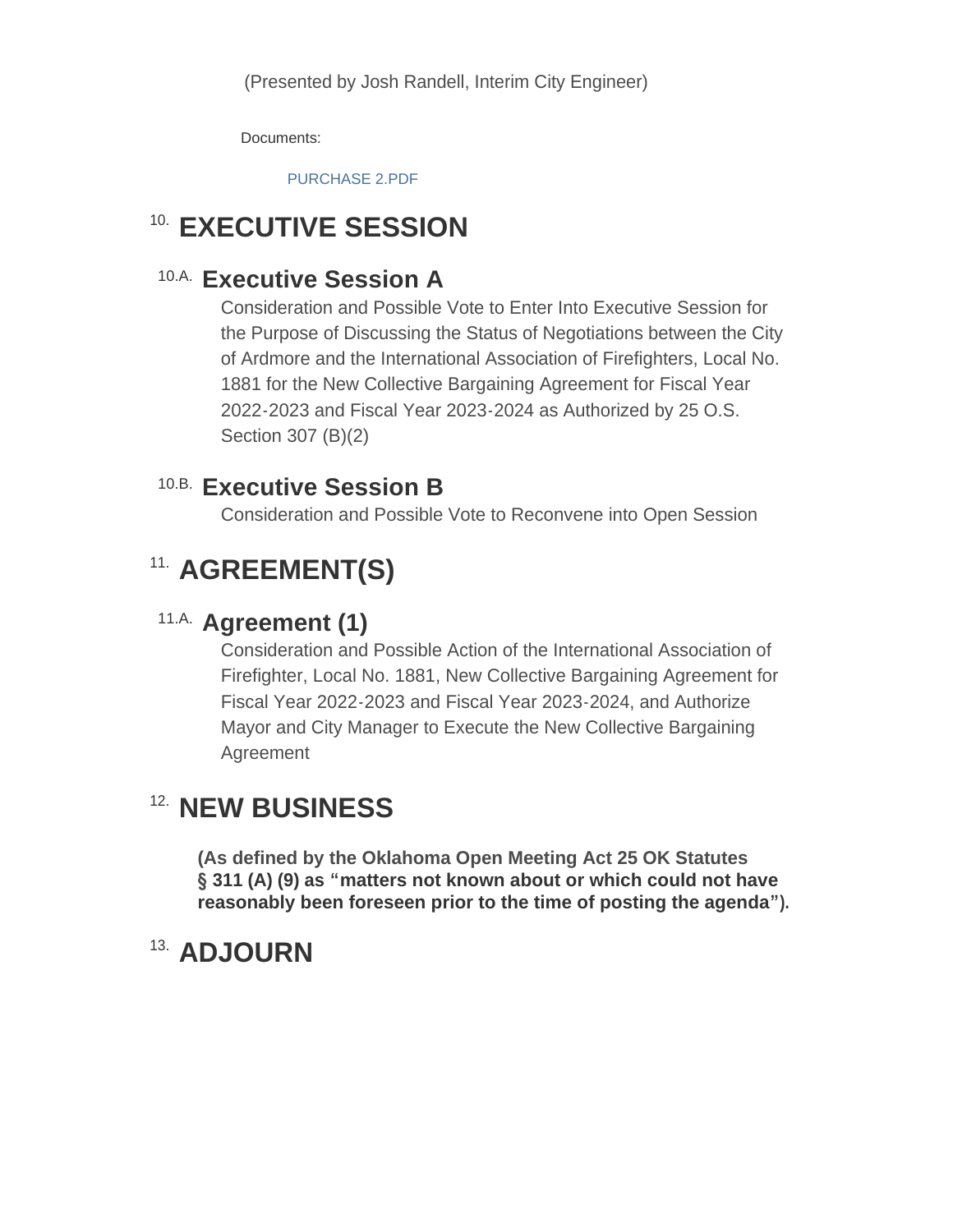(Presented by Josh Randell, Interim City Engineer)

Documents:

PURCHASE 2.PDF

# 10. EXECUTIVE SESSION

## 10.A. Executive Session A

Consideration and Possible Vote to Enter Into Executive Session for the Purpose of Discussing the Status of Negotiations between the City of Ardmore and the International Association of Firefighters, Local No. 1881 for the New Collective Bargaining Agreement for Fiscal Year 2022-2023 and Fiscal Year 2023-2024 as Authorized by 25 O.S. Section 307 (B)(2)

## 10.B. Executive Session B

Consideration and Possible Vote to Reconvene into Open Session

# 11. AGREEMENT(S)

## 11.A. Agreement (1)

Consideration and Possible Action of the International Association of Firefighter, Local No. 1881, New Collective Bargaining Agreement for Fiscal Year 2022-2023 and Fiscal Year 2023-2024, and Authorize Mayor and City Manager to Execute the New Collective Bargaining Agreement

# 12. NEW BUSINESS

**(As defined by the Oklahoma Open Meeting Act 25 OK Statutes § 311 (A) (9) as "matters not known about or which could not have reasonably been foreseen prior to the time of posting the agenda").**

# 13. ADJOURN